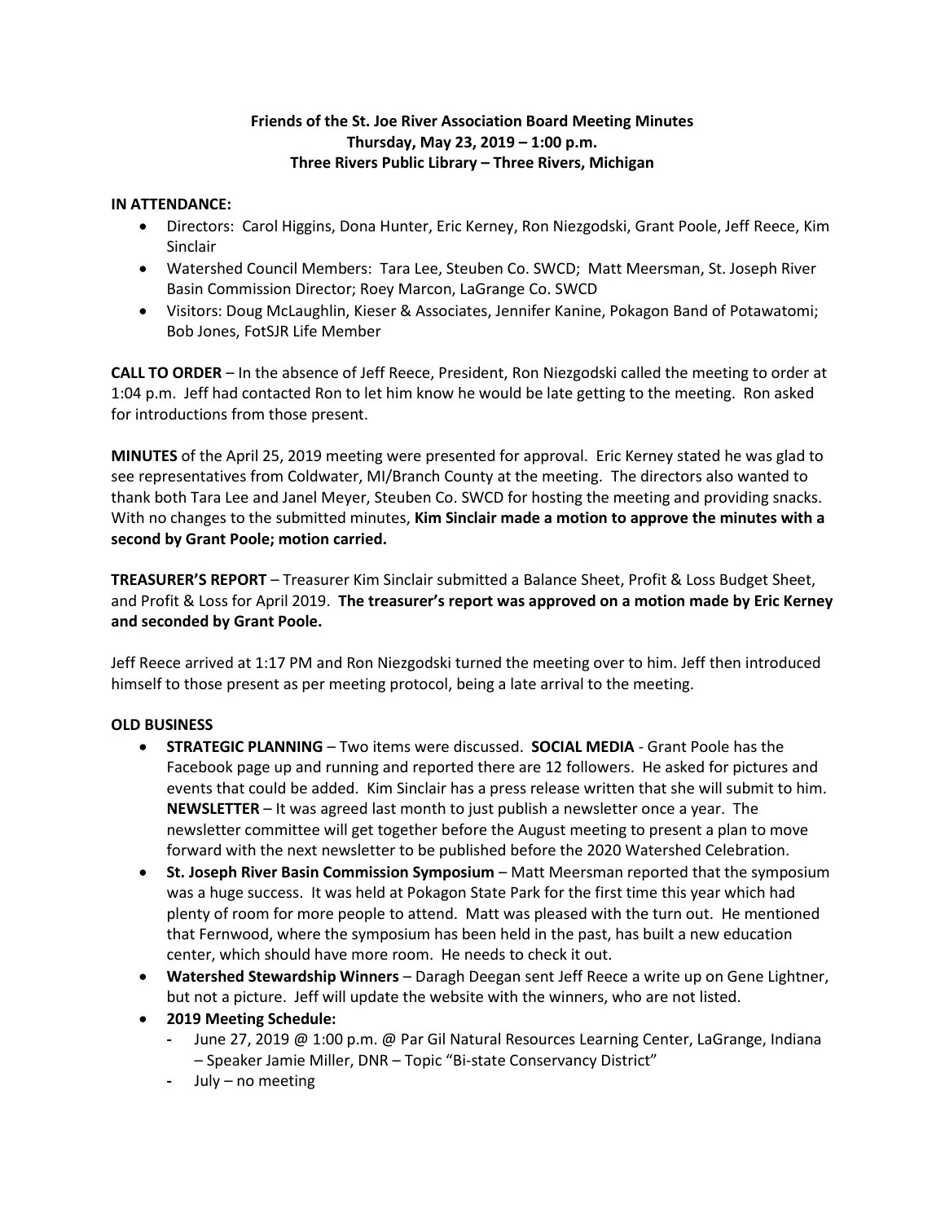**Friends of the St. Joe River Association Board Meeting Minutes**
**Thursday, May 23, 2019 – 1:00 p.m.**
**Three Rivers Public Library – Three Rivers, Michigan**

**IN ATTENDANCE:**

- Directors: Carol Higgins, Dona Hunter, Eric Kerney, Ron Niezgodski, Grant Poole, Jeff Reece, Kim Sinclair
- Watershed Council Members: Tara Lee, Steuben Co. SWCD; Matt Meersman, St. Joseph River Basin Commission Director; Roey Marcon, LaGrange Co. SWCD
- Visitors: Doug McLaughlin, Kieser & Associates, Jennifer Kanine, Pokagon Band of Potawatomi; Bob Jones, FotSJR Life Member

**CALL TO ORDER** – In the absence of Jeff Reece, President, Ron Niezgodski called the meeting to order at 1:04 p.m. Jeff had contacted Ron to let him know he would be late getting to the meeting. Ron asked for introductions from those present.

**MINUTES** of the April 25, 2019 meeting were presented for approval. Eric Kerney stated he was glad to see representatives from Coldwater, MI/Branch County at the meeting. The directors also wanted to thank both Tara Lee and Janel Meyer, Steuben Co. SWCD for hosting the meeting and providing snacks. With no changes to the submitted minutes, **Kim Sinclair made a motion to approve the minutes with a second by Grant Poole; motion carried.**

**TREASURER'S REPORT** – Treasurer Kim Sinclair submitted a Balance Sheet, Profit & Loss Budget Sheet, and Profit & Loss for April 2019. **The treasurer's report was approved on a motion made by Eric Kerney and seconded by Grant Poole.**

Jeff Reece arrived at 1:17 PM and Ron Niezgodski turned the meeting over to him. Jeff then introduced himself to those present as per meeting protocol, being a late arrival to the meeting.

**OLD BUSINESS**

- **STRATEGIC PLANNING** – Two items were discussed. **SOCIAL MEDIA** - Grant Poole has the Facebook page up and running and reported there are 12 followers. He asked for pictures and events that could be added. Kim Sinclair has a press release written that she will submit to him. **NEWSLETTER** – It was agreed last month to just publish a newsletter once a year. The newsletter committee will get together before the August meeting to present a plan to move forward with the next newsletter to be published before the 2020 Watershed Celebration.
- **St. Joseph River Basin Commission Symposium** – Matt Meersman reported that the symposium was a huge success. It was held at Pokagon State Park for the first time this year which had plenty of room for more people to attend. Matt was pleased with the turn out. He mentioned that Fernwood, where the symposium has been held in the past, has built a new education center, which should have more room. He needs to check it out.
- **Watershed Stewardship Winners** – Daragh Deegan sent Jeff Reece a write up on Gene Lightner, but not a picture. Jeff will update the website with the winners, who are not listed.
- **2019 Meeting Schedule:**
  - June 27, 2019 @ 1:00 p.m. @ Par Gil Natural Resources Learning Center, LaGrange, Indiana – Speaker Jamie Miller, DNR – Topic "Bi-state Conservancy District"
  - July – no meeting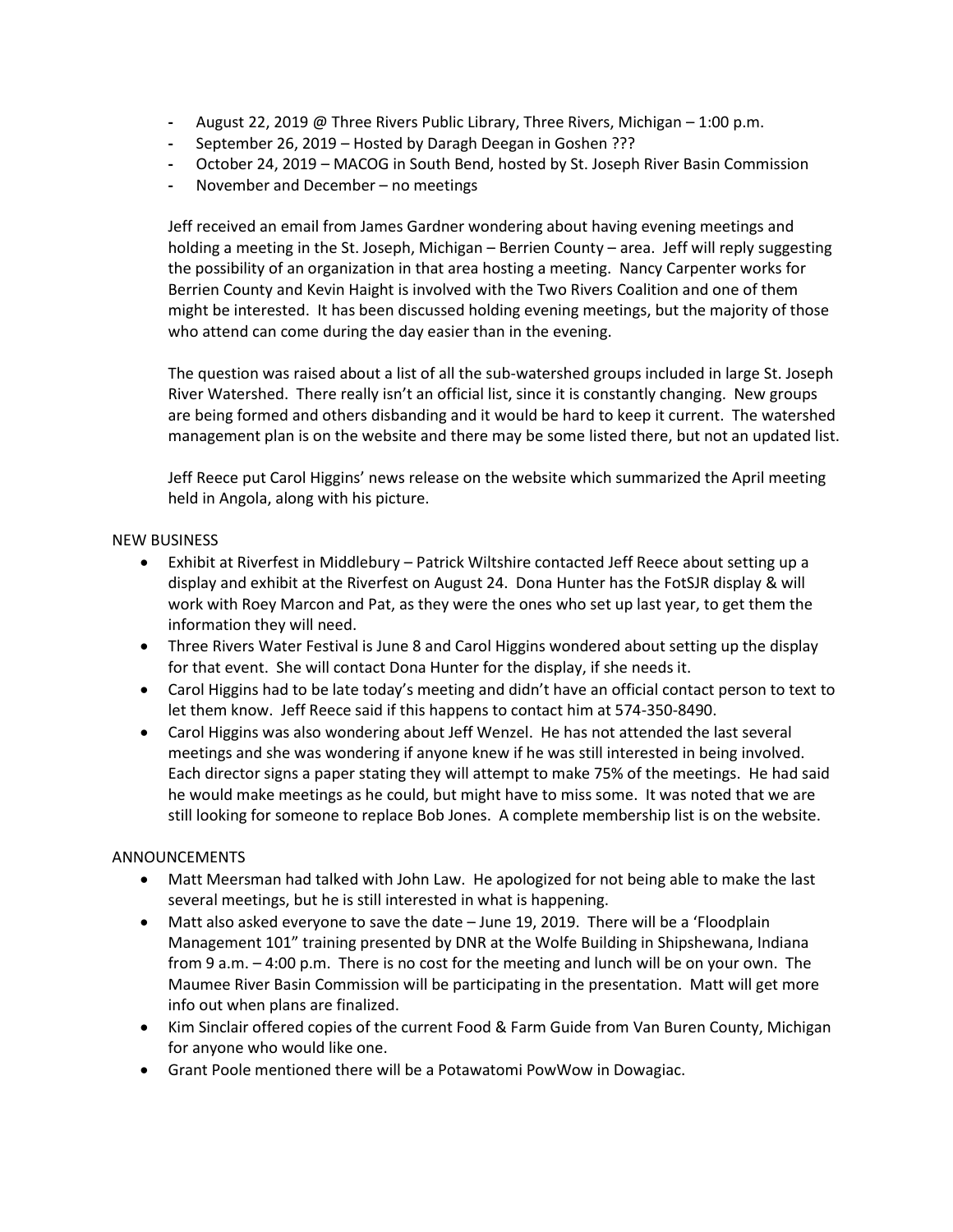- August 22, 2019 @ Three Rivers Public Library, Three Rivers, Michigan – 1:00 p.m.
- September 26, 2019 – Hosted by Daragh Deegan in Goshen ???
- October 24, 2019 – MACOG in South Bend, hosted by St. Joseph River Basin Commission
- November and December – no meetings

Jeff received an email from James Gardner wondering about having evening meetings and holding a meeting in the St. Joseph, Michigan – Berrien County – area. Jeff will reply suggesting the possibility of an organization in that area hosting a meeting. Nancy Carpenter works for Berrien County and Kevin Haight is involved with the Two Rivers Coalition and one of them might be interested. It has been discussed holding evening meetings, but the majority of those who attend can come during the day easier than in the evening.

The question was raised about a list of all the sub-watershed groups included in large St. Joseph River Watershed. There really isn't an official list, since it is constantly changing. New groups are being formed and others disbanding and it would be hard to keep it current. The watershed management plan is on the website and there may be some listed there, but not an updated list.

Jeff Reece put Carol Higgins' news release on the website which summarized the April meeting held in Angola, along with his picture.

NEW BUSINESS

- Exhibit at Riverfest in Middlebury – Patrick Wiltshire contacted Jeff Reece about setting up a display and exhibit at the Riverfest on August 24. Dona Hunter has the FotSJR display & will work with Roey Marcon and Pat, as they were the ones who set up last year, to get them the information they will need.
- Three Rivers Water Festival is June 8 and Carol Higgins wondered about setting up the display for that event. She will contact Dona Hunter for the display, if she needs it.
- Carol Higgins had to be late today's meeting and didn't have an official contact person to text to let them know. Jeff Reece said if this happens to contact him at 574-350-8490.
- Carol Higgins was also wondering about Jeff Wenzel. He has not attended the last several meetings and she was wondering if anyone knew if he was still interested in being involved. Each director signs a paper stating they will attempt to make 75% of the meetings. He had said he would make meetings as he could, but might have to miss some. It was noted that we are still looking for someone to replace Bob Jones. A complete membership list is on the website.

ANNOUNCEMENTS

- Matt Meersman had talked with John Law. He apologized for not being able to make the last several meetings, but he is still interested in what is happening.
- Matt also asked everyone to save the date – June 19, 2019. There will be a 'Floodplain Management 101" training presented by DNR at the Wolfe Building in Shipshewana, Indiana from 9 a.m. – 4:00 p.m. There is no cost for the meeting and lunch will be on your own. The Maumee River Basin Commission will be participating in the presentation. Matt will get more info out when plans are finalized.
- Kim Sinclair offered copies of the current Food & Farm Guide from Van Buren County, Michigan for anyone who would like one.
- Grant Poole mentioned there will be a Potawatomi PowWow in Dowagiac.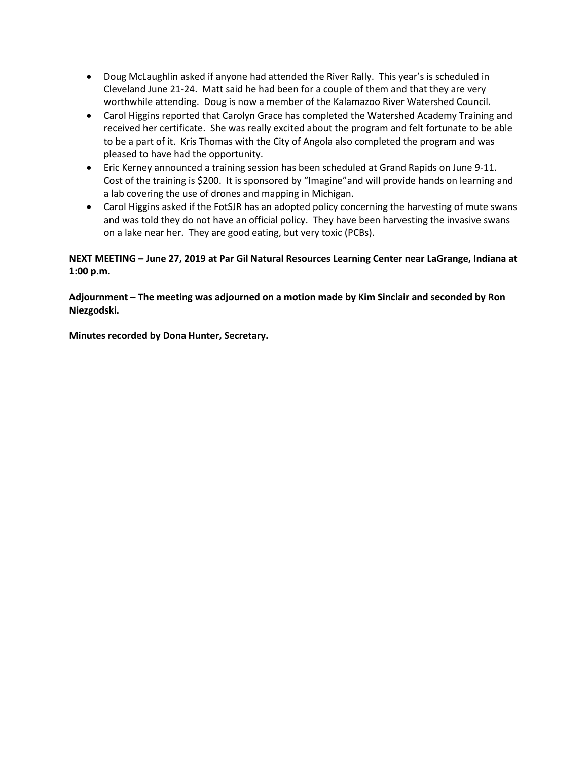- Doug McLaughlin asked if anyone had attended the River Rally. This year's is scheduled in Cleveland June 21-24. Matt said he had been for a couple of them and that they are very worthwhile attending. Doug is now a member of the Kalamazoo River Watershed Council.
- Carol Higgins reported that Carolyn Grace has completed the Watershed Academy Training and received her certificate. She was really excited about the program and felt fortunate to be able to be a part of it. Kris Thomas with the City of Angola also completed the program and was pleased to have had the opportunity.
- Eric Kerney announced a training session has been scheduled at Grand Rapids on June 9-11. Cost of the training is $200. It is sponsored by "Imagine"and will provide hands on learning and a lab covering the use of drones and mapping in Michigan.
- Carol Higgins asked if the FotSJR has an adopted policy concerning the harvesting of mute swans and was told they do not have an official policy. They have been harvesting the invasive swans on a lake near her. They are good eating, but very toxic (PCBs).

**NEXT MEETING – June 27, 2019 at Par Gil Natural Resources Learning Center near LaGrange, Indiana at 1:00 p.m.**

**Adjournment – The meeting was adjourned on a motion made by Kim Sinclair and seconded by Ron Niezgodski.**

**Minutes recorded by Dona Hunter, Secretary.**